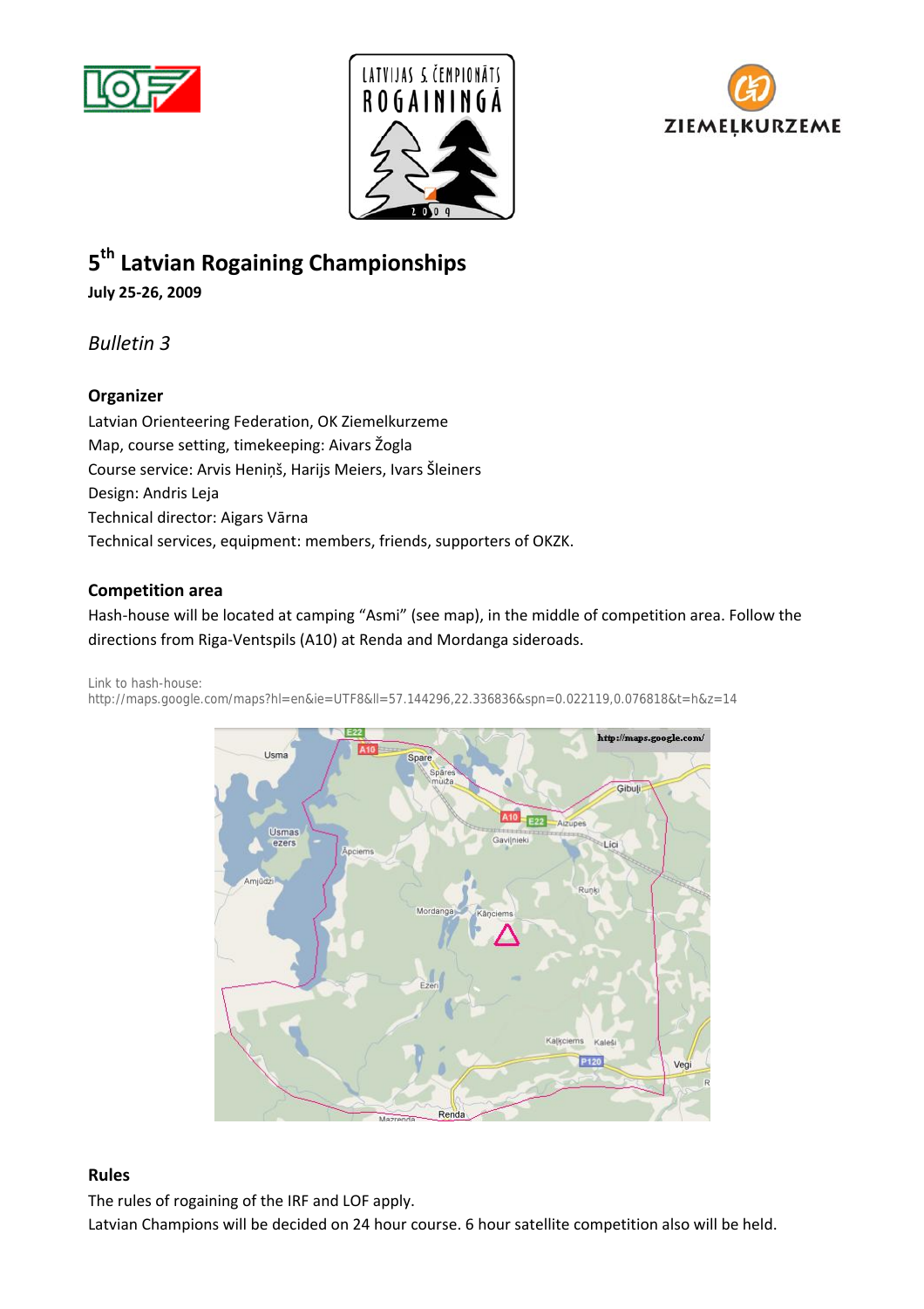# 5th Latvian Rogaining Championships

**July 25-26, 2009**

*Bulletin 3*

## Organizer

Latvian Orienteering Federation, OK Ziemelkurzeme
Map, course setting, timekeeping: Aivars Žogla
Course service: Arvis Heniņš, Harijs Meiers, Ivars Šleiners
Design: Andris Leja
Technical director: Aigars Vārna
Technical services, equipment: members, friends, supporters of OKZK.

## Competition area

Hash-house will be located at camping "Asmi" (see map), in the middle of competition area. Follow the directions from Riga-Ventspils (A10) at Renda and Mordanga sideroads.

Link to hash-house:
http://maps.google.com/maps?hl=en&ie=UTF8&ll=57.144296,22.336836&spn=0.022119,0.076818&t=h&z=14

## Rules

The rules of rogaining of the IRF and LOF apply.
Latvian Champions will be decided on 24 hour course. 6 hour satellite competition also will be held.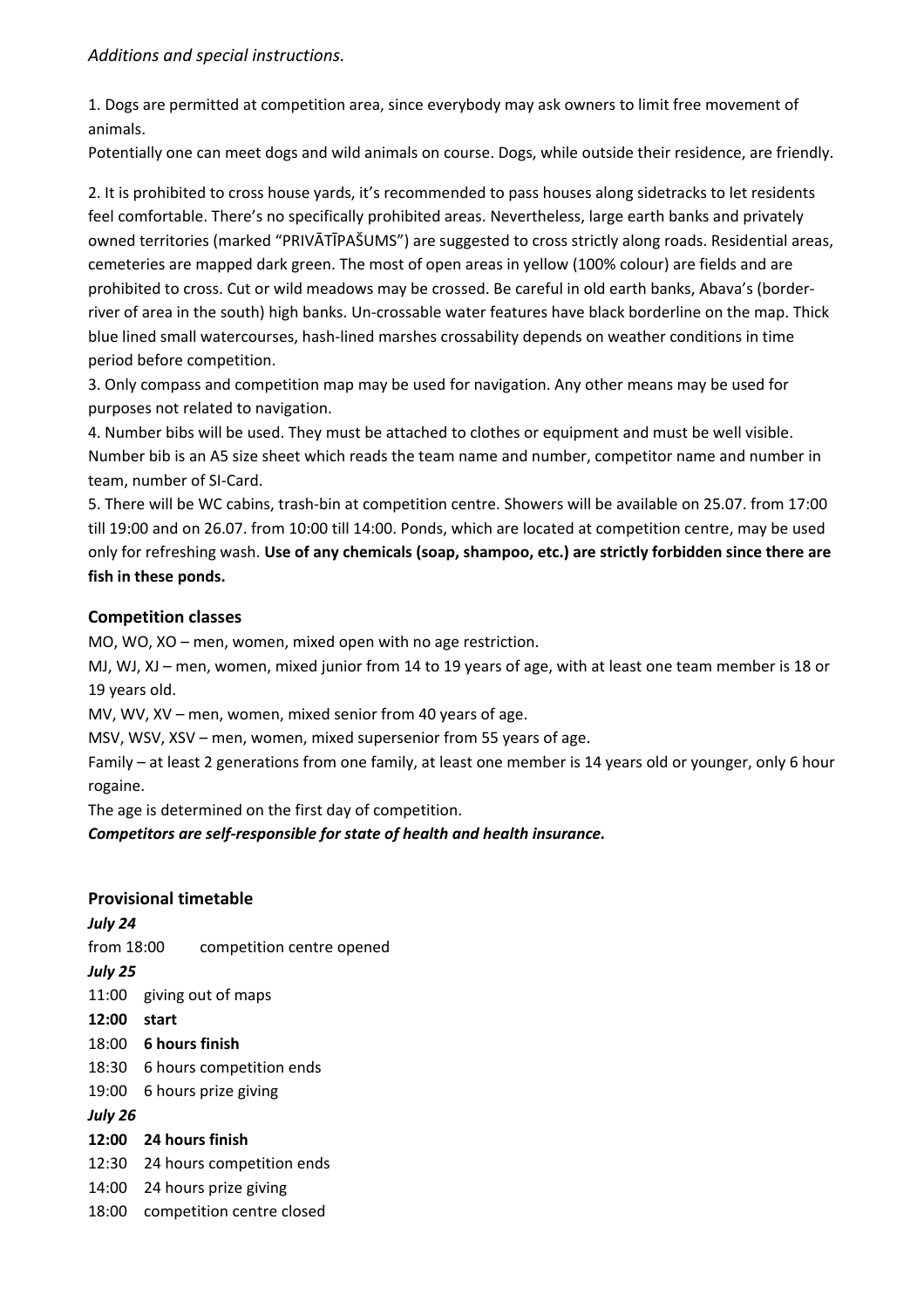*Additions and special instructions.*

1. Dogs are permitted at competition area, since everybody may ask owners to limit free movement of animals.
Potentially one can meet dogs and wild animals on course. Dogs, while outside their residence, are friendly.

2. It is prohibited to cross house yards, it's recommended to pass houses along sidetracks to let residents feel comfortable. There's no specifically prohibited areas. Nevertheless, large earth banks and privately owned territories (marked "PRIVĀTĪPAŠUMS") are suggested to cross strictly along roads. Residential areas, cemeteries are mapped dark green. The most of open areas in yellow (100% colour) are fields and are prohibited to cross. Cut or wild meadows may be crossed. Be careful in old earth banks, Abava's (border-river of area in the south) high banks. Un-crossable water features have black borderline on the map. Thick blue lined small watercourses, hash-lined marshes crossability depends on weather conditions in time period before competition.
3. Only compass and competition map may be used for navigation. Any other means may be used for purposes not related to navigation.
4. Number bibs will be used. They must be attached to clothes or equipment and must be well visible. Number bib is an A5 size sheet which reads the team name and number, competitor name and number in team, number of SI-Card.
5. There will be WC cabins, trash-bin at competition centre. Showers will be available on 25.07. from 17:00 till 19:00 and on 26.07. from 10:00 till 14:00. Ponds, which are located at competition centre, may be used only for refreshing wash. **Use of any chemicals (soap, shampoo, etc.) are strictly forbidden since there are fish in these ponds.**

## Competition classes

MO, WO, XO – men, women, mixed open with no age restriction.
MJ, WJ, XJ – men, women, mixed junior from 14 to 19 years of age, with at least one team member is 18 or 19 years old.
MV, WV, XV – men, women, mixed senior from 40 years of age.
MSV, WSV, XSV – men, women, mixed supersenior from 55 years of age.
Family – at least 2 generations from one family, at least one member is 14 years old or younger, only 6 hour rogaine.
The age is determined on the first day of competition.
***Competitors are self-responsible for state of health and health insurance.***

## Provisional timetable

***July 24***
from 18:00 competition centre opened
***July 25***
11:00 giving out of maps
**12:00 start**
18:00 **6 hours finish**
18:30 6 hours competition ends
19:00 6 hours prize giving
***July 26***
**12:00 24 hours finish**
12:30 24 hours competition ends
14:00 24 hours prize giving
18:00 competition centre closed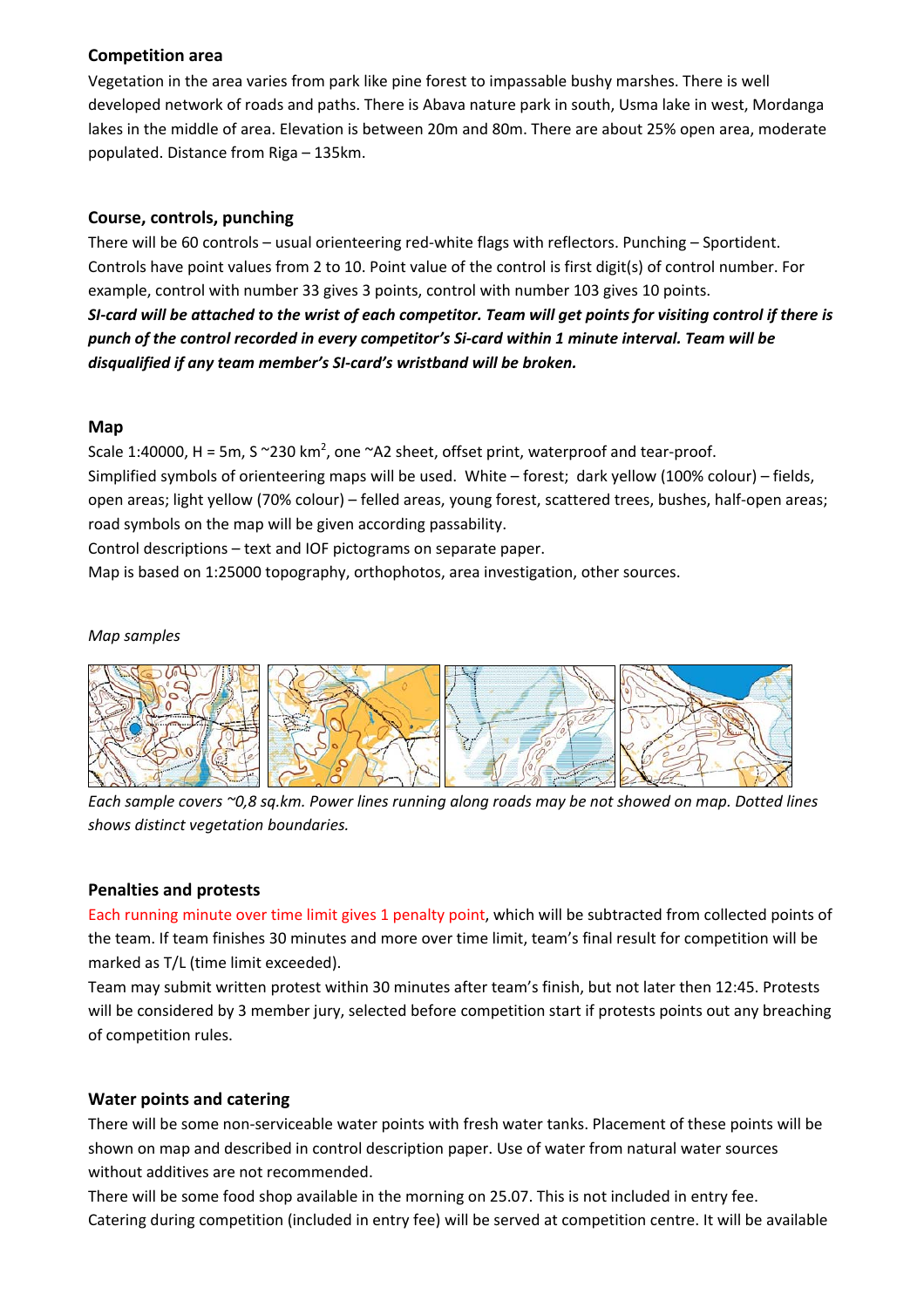## Competition area

Vegetation in the area varies from park like pine forest to impassable bushy marshes. There is well developed network of roads and paths. There is Abava nature park in south, Usma lake in west, Mordanga lakes in the middle of area. Elevation is between 20m and 80m. There are about 25% open area, moderate populated. Distance from Riga – 135km.

## Course, controls, punching

There will be 60 controls – usual orienteering red-white flags with reflectors. Punching – Sportident. Controls have point values from 2 to 10. Point value of the control is first digit(s) of control number. For example, control with number 33 gives 3 points, control with number 103 gives 10 points.

***SI-card will be attached to the wrist of each competitor. Team will get points for visiting control if there is punch of the control recorded in every competitor's Si-card within 1 minute interval. Team will be disqualified if any team member's SI-card's wristband will be broken.***

## Map

Scale 1:40000, H = 5m, S ~230 km$^2$, one ~A2 sheet, offset print, waterproof and tear-proof.

Simplified symbols of orienteering maps will be used. White – forest; dark yellow (100% colour) – fields, open areas; light yellow (70% colour) – felled areas, young forest, scattered trees, bushes, half-open areas; road symbols on the map will be given according passability.

Control descriptions – text and IOF pictograms on separate paper.

Map is based on 1:25000 topography, orthophotos, area investigation, other sources.

*Map samples*

*Each sample covers ~0,8 sq.km. Power lines running along roads may be not showed on map. Dotted lines shows distinct vegetation boundaries.*

## Penalties and protests

Each running minute over time limit gives 1 penalty point, which will be subtracted from collected points of the team. If team finishes 30 minutes and more over time limit, team's final result for competition will be marked as T/L (time limit exceeded).

Team may submit written protest within 30 minutes after team's finish, but not later then 12:45. Protests will be considered by 3 member jury, selected before competition start if protests points out any breaching of competition rules.

## Water points and catering

There will be some non-serviceable water points with fresh water tanks. Placement of these points will be shown on map and described in control description paper. Use of water from natural water sources without additives are not recommended.

There will be some food shop available in the morning on 25.07. This is not included in entry fee.

Catering during competition (included in entry fee) will be served at competition centre. It will be available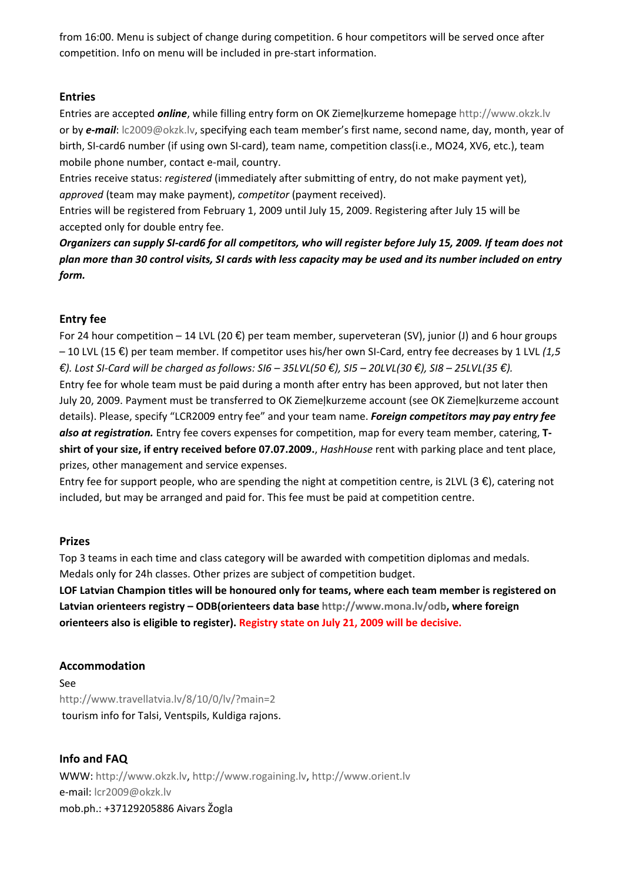from 16:00. Menu is subject of change during competition. 6 hour competitors will be served once after competition. Info on menu will be included in pre-start information.

## Entries

Entries are accepted ***online***, while filling entry form on OK Ziemeļkurzeme homepage http://www.okzk.lv or by ***e-mail***: lc2009@okzk.lv, specifying each team member's first name, second name, day, month, year of birth, SI-card6 number (if using own SI-card), team name, competition class(i.e., MO24, XV6, etc.), team mobile phone number, contact e-mail, country.

Entries receive status: *registered* (immediately after submitting of entry, do not make payment yet), *approved* (team may make payment), *competitor* (payment received).

Entries will be registered from February 1, 2009 until July 15, 2009. Registering after July 15 will be accepted only for double entry fee.

***Organizers can supply SI-card6 for all competitors, who will register before July 15, 2009. If team does not plan more than 30 control visits, SI cards with less capacity may be used and its number included on entry form.***

## Entry fee

For 24 hour competition – 14 LVL (20 €) per team member, superveteran (SV), junior (J) and 6 hour groups – 10 LVL (15 €) per team member. If competitor uses his/her own SI-Card, entry fee decreases by 1 LVL *(1,5 €). Lost SI-Card will be charged as follows: SI6 – 35LVL(50 €), SI5 – 20LVL(30 €), SI8 – 25LVL(35 €).*

Entry fee for whole team must be paid during a month after entry has been approved, but not later then July 20, 2009. Payment must be transferred to OK Ziemeļkurzeme account (see OK Ziemeļkurzeme account details). Please, specify "LCR2009 entry fee" and your team name. ***Foreign competitors may pay entry fee also at registration.*** Entry fee covers expenses for competition, map for every team member, catering, **T-shirt of your size, if entry received before 07.07.2009.**, *HashHouse* rent with parking place and tent place, prizes, other management and service expenses.

Entry fee for support people, who are spending the night at competition centre, is 2LVL (3 €), catering not included, but may be arranged and paid for. This fee must be paid at competition centre.

## Prizes

Top 3 teams in each time and class category will be awarded with competition diplomas and medals. Medals only for 24h classes. Other prizes are subject of competition budget.

**LOF Latvian Champion titles will be honoured only for teams, where each team member is registered on Latvian orienteers registry – ODB(orienteers data base http://www.mona.lv/odb, where foreign orienteers also is eligible to register). Registry state on July 21, 2009 will be decisive.**

## Accommodation

See
http://www.travellatvia.lv/8/10/0/lv/?main=2
tourism info for Talsi, Ventspils, Kuldiga rajons.

## Info and FAQ

WWW: http://www.okzk.lv, http://www.rogaining.lv, http://www.orient.lv
e-mail: lcr2009@okzk.lv
mob.ph.: +37129205886 Aivars Žogla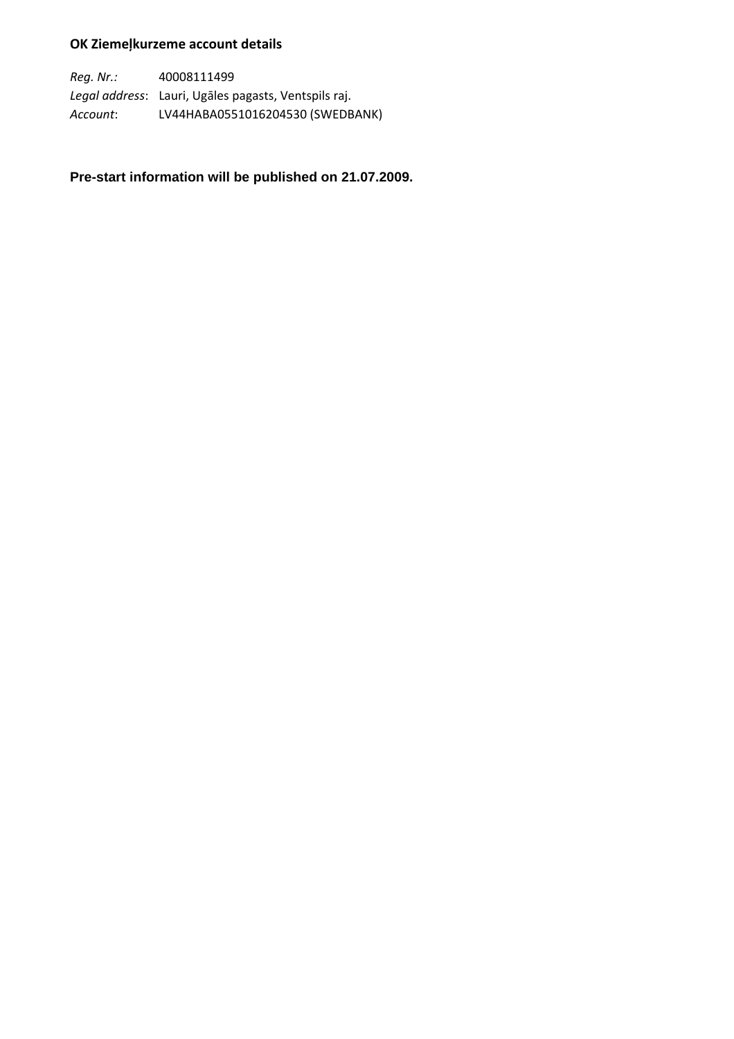**OK Ziemeļkurzeme account details**

| | |
|---|---|
| *Reg. Nr.:* | 40008111499 |
| *Legal address*: | Lauri, Ugāles pagasts, Ventspils raj. |
| *Account*: | LV44HABA0551016204530 (SWEDBANK) |

**Pre-start information will be published on 21.07.2009.**